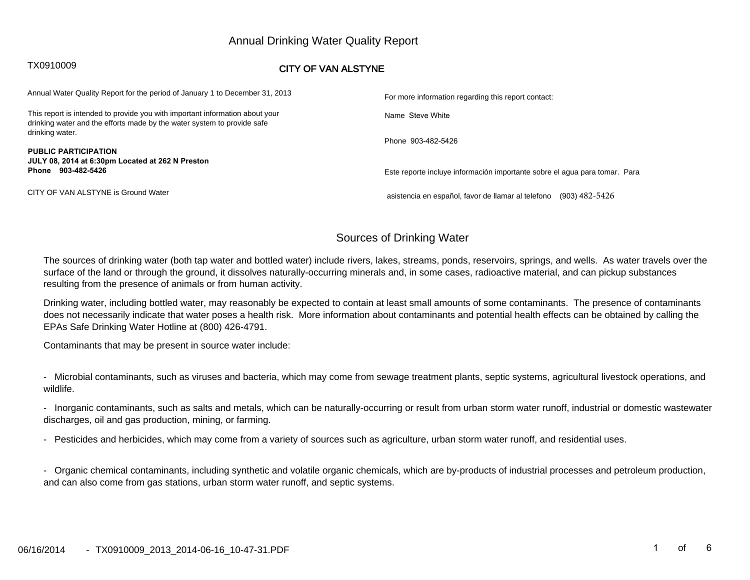# Annual Drinking Water Quality Report

TX0910009

## CITY OF VAN ALSTYNE

Annual Water Quality Report for the period of January 1 to December 31, 2013

This report is intended to provide you with important information about your drinking water and the efforts made by the water system to provide safe drinking water.

**PUBLIC PARTICIPATION**
**JULY 08, 2014 at 6:30pm Located at 262 N Preston**
**Phone 903-482-5426**

CITY OF VAN ALSTYNE is Ground Water

For more information regarding this report contact:

Name Steve White

Phone 903-482-5426

Este reporte incluye información importante sobre el agua para tomar. Para asistencia en español, favor de llamar al telefono (903) 482-5426

## Sources of Drinking Water

The sources of drinking water (both tap water and bottled water) include rivers, lakes, streams, ponds, reservoirs, springs, and wells. As water travels over the surface of the land or through the ground, it dissolves naturally-occurring minerals and, in some cases, radioactive material, and can pickup substances resulting from the presence of animals or from human activity.

Drinking water, including bottled water, may reasonably be expected to contain at least small amounts of some contaminants. The presence of contaminants does not necessarily indicate that water poses a health risk. More information about contaminants and potential health effects can be obtained by calling the EPAs Safe Drinking Water Hotline at (800) 426-4791.

Contaminants that may be present in source water include:

- Microbial contaminants, such as viruses and bacteria, which may come from sewage treatment plants, septic systems, agricultural livestock operations, and wildlife.
- Inorganic contaminants, such as salts and metals, which can be naturally-occurring or result from urban storm water runoff, industrial or domestic wastewater discharges, oil and gas production, mining, or farming.
- Pesticides and herbicides, which may come from a variety of sources such as agriculture, urban storm water runoff, and residential uses.
- Organic chemical contaminants, including synthetic and volatile organic chemicals, which are by-products of industrial processes and petroleum production, and can also come from gas stations, urban storm water runoff, and septic systems.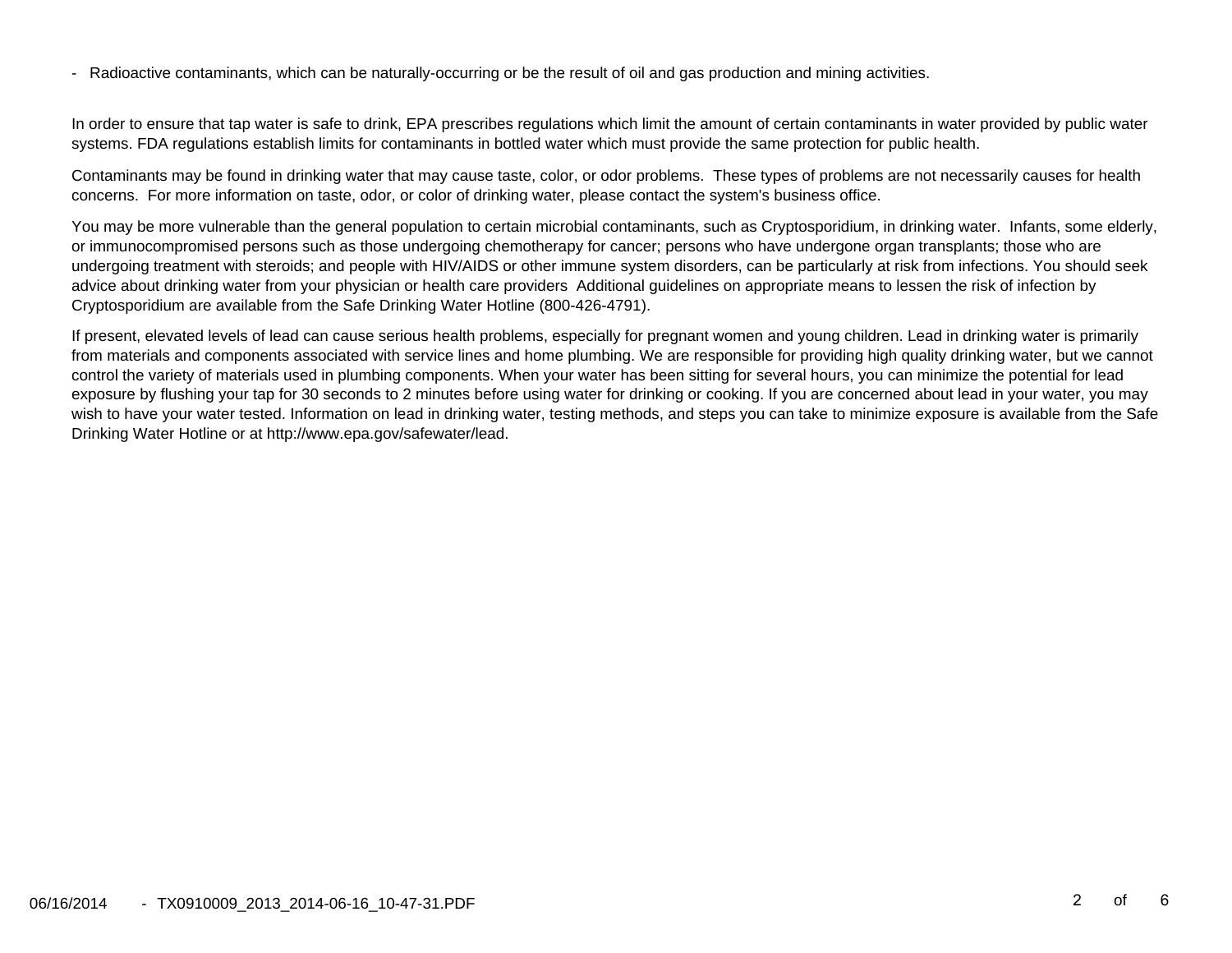- Radioactive contaminants, which can be naturally-occurring or be the result of oil and gas production and mining activities.

In order to ensure that tap water is safe to drink, EPA prescribes regulations which limit the amount of certain contaminants in water provided by public water systems. FDA regulations establish limits for contaminants in bottled water which must provide the same protection for public health.

Contaminants may be found in drinking water that may cause taste, color, or odor problems. These types of problems are not necessarily causes for health concerns. For more information on taste, odor, or color of drinking water, please contact the system's business office.

You may be more vulnerable than the general population to certain microbial contaminants, such as Cryptosporidium, in drinking water. Infants, some elderly, or immunocompromised persons such as those undergoing chemotherapy for cancer; persons who have undergone organ transplants; those who are undergoing treatment with steroids; and people with HIV/AIDS or other immune system disorders, can be particularly at risk from infections. You should seek advice about drinking water from your physician or health care providers Additional guidelines on appropriate means to lessen the risk of infection by Cryptosporidium are available from the Safe Drinking Water Hotline (800-426-4791).

If present, elevated levels of lead can cause serious health problems, especially for pregnant women and young children. Lead in drinking water is primarily from materials and components associated with service lines and home plumbing. We are responsible for providing high quality drinking water, but we cannot control the variety of materials used in plumbing components. When your water has been sitting for several hours, you can minimize the potential for lead exposure by flushing your tap for 30 seconds to 2 minutes before using water for drinking or cooking. If you are concerned about lead in your water, you may wish to have your water tested. Information on lead in drinking water, testing methods, and steps you can take to minimize exposure is available from the Safe Drinking Water Hotline or at http://www.epa.gov/safewater/lead.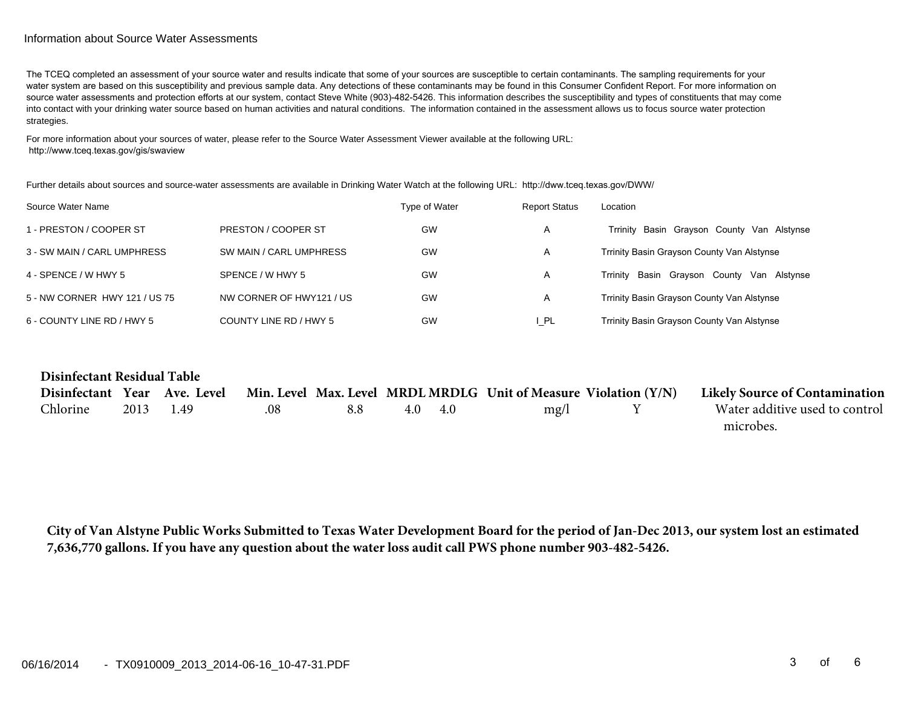Information about Source Water Assessments

The TCEQ completed an assessment of your source water and results indicate that some of your sources are susceptible to certain contaminants. The sampling requirements for your water system are based on this susceptibility and previous sample data. Any detections of these contaminants may be found in this Consumer Confident Report. For more information on source water assessments and protection efforts at our system, contact Steve White (903)-482-5426. This information describes the susceptibility and types of constituents that may come into contact with your drinking water source based on human activities and natural conditions. The information contained in the assessment allows us to focus source water protection strategies.

For more information about your sources of water, please refer to the Source Water Assessment Viewer available at the following URL: http://www.tceq.texas.gov/gis/swaview

Further details about sources and source-water assessments are available in Drinking Water Watch at the following URL: http://dww.tceq.texas.gov/DWW/

| Source Water Name | | Type of Water | Report Status | Location |
|---|---|---|---|---|
| 1 - PRESTON / COOPER ST | PRESTON / COOPER ST | GW | A | Trrinity Basin Grayson County Van Alstynse |
| 3 - SW MAIN / CARL UMPHRESS | SW MAIN / CARL UMPHRESS | GW | A | Trrinity Basin Grayson County Van Alstynse |
| 4 - SPENCE / W HWY 5 | SPENCE / W HWY 5 | GW | A | Trrinity Basin Grayson County Van Alstynse |
| 5 - NW CORNER HWY 121 / US 75 | NW CORNER OF HWY121 / US | GW | A | Trrinity Basin Grayson County Van Alstynse |
| 6 - COUNTY LINE RD / HWY 5 | COUNTY LINE RD / HWY 5 | GW | I_PL | Trrinity Basin Grayson County Van Alstynse |

**Disinfectant Residual Table**

| Disinfectant | Year | Ave. Level | Min. Level | Max. Level | MRDL | MRDLG | Unit of Measure | Violation (Y/N) | Likely Source of Contamination |
|---|---|---|---|---|---|---|---|---|---|
| Chlorine | 2013 | 1.49 | .08 | 8.8 | 4.0 | 4.0 | mg/l | Y | Water additive used to control microbes. |

**City of Van Alstyne Public Works Submitted to Texas Water Development Board for the period of Jan-Dec 2013, our system lost an estimated 7,636,770 gallons. If you have any question about the water loss audit call PWS phone number 903-482-5426.**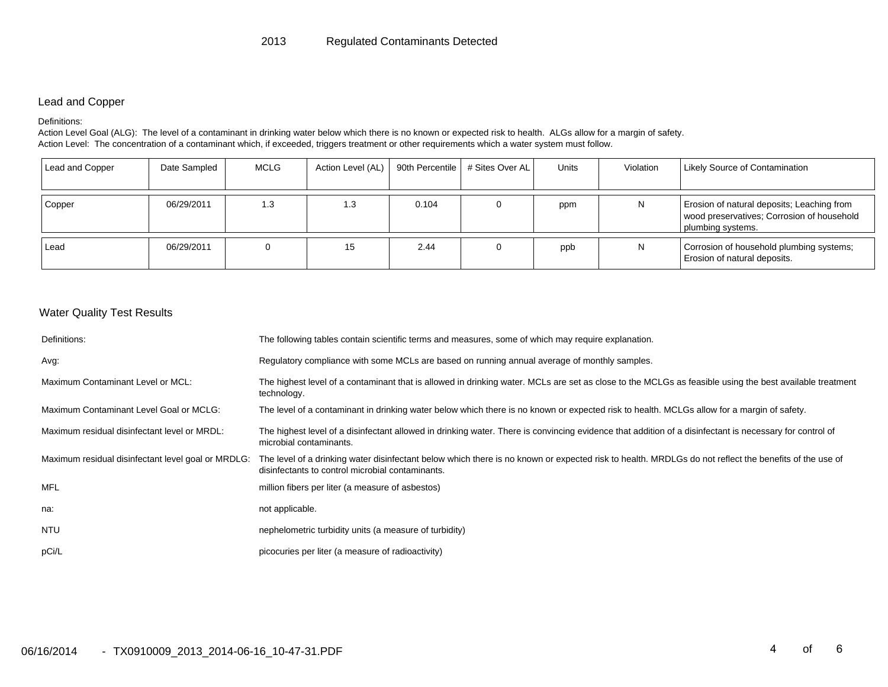# 2013 Regulated Contaminants Detected

## Lead and Copper

Definitions:

Action Level Goal (ALG): The level of a contaminant in drinking water below which there is no known or expected risk to health. ALGs allow for a margin of safety.

Action Level: The concentration of a contaminant which, if exceeded, triggers treatment or other requirements which a water system must follow.

| Lead and Copper | Date Sampled | MCLG | Action Level (AL) | 90th Percentile | # Sites Over AL | Units | Violation | Likely Source of Contamination |
|---|---|---|---|---|---|---|---|---|
| Copper | 06/29/2011 | 1.3 | 1.3 | 0.104 | 0 | ppm | N | Erosion of natural deposits; Leaching from wood preservatives; Corrosion of household plumbing systems. |
| Lead | 06/29/2011 | 0 | 15 | 2.44 | 0 | ppb | N | Corrosion of household plumbing systems; Erosion of natural deposits. |

## Water Quality Test Results

| | |
|---|---|
| Definitions: | The following tables contain scientific terms and measures, some of which may require explanation. |
| Avg: | Regulatory compliance with some MCLs are based on running annual average of monthly samples. |
| Maximum Contaminant Level or MCL: | The highest level of a contaminant that is allowed in drinking water. MCLs are set as close to the MCLGs as feasible using the best available treatment technology. |
| Maximum Contaminant Level Goal or MCLG: | The level of a contaminant in drinking water below which there is no known or expected risk to health. MCLGs allow for a margin of safety. |
| Maximum residual disinfectant level or MRDL: | The highest level of a disinfectant allowed in drinking water. There is convincing evidence that addition of a disinfectant is necessary for control of microbial contaminants. |
| Maximum residual disinfectant level goal or MRDLG: | The level of a drinking water disinfectant below which there is no known or expected risk to health. MRDLGs do not reflect the benefits of the use of disinfectants to control microbial contaminants. |
| MFL | million fibers per liter (a measure of asbestos) |
| na: | not applicable. |
| NTU | nephelometric turbidity units (a measure of turbidity) |
| pCi/L | picocuries per liter (a measure of radioactivity) |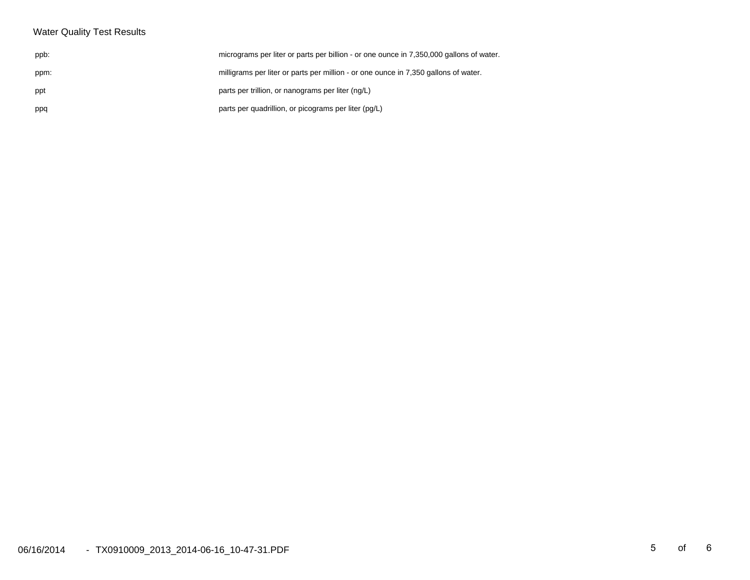Water Quality Test Results

| | |
|---|---|
| ppb: | micrograms per liter or parts per billion - or one ounce in 7,350,000 gallons of water. |
| ppm: | milligrams per liter or parts per million - or one ounce in 7,350 gallons of water. |
| ppt | parts per trillion, or nanograms per liter (ng/L) |
| ppq | parts per quadrillion, or picograms per liter (pg/L) |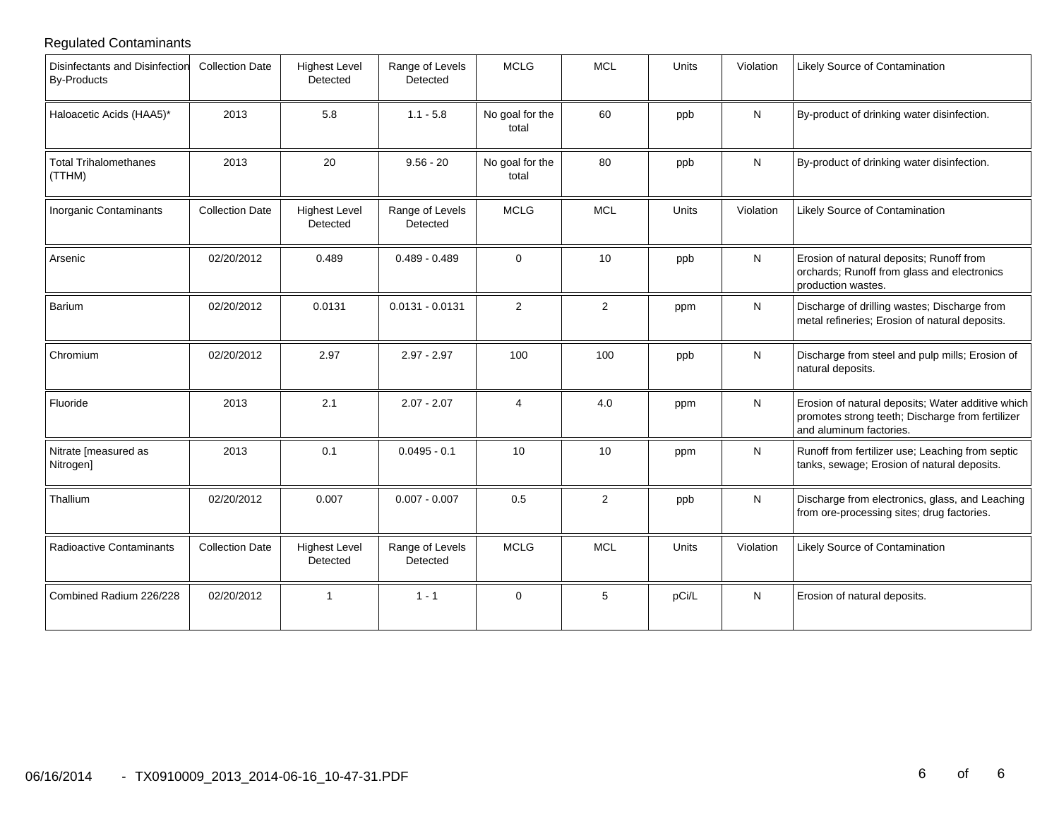Regulated Contaminants

| Disinfectants and Disinfection By-Products | Collection Date | Highest Level Detected | Range of Levels Detected | MCLG | MCL | Units | Violation | Likely Source of Contamination |
|---|---|---|---|---|---|---|---|---|
| Haloacetic Acids (HAA5)* | 2013 | 5.8 | 1.1 - 5.8 | No goal for the total | 60 | ppb | N | By-product of drinking water disinfection. |
| Total Trihalomethanes (TTHM) | 2013 | 20 | 9.56 - 20 | No goal for the total | 80 | ppb | N | By-product of drinking water disinfection. |
| **Inorganic Contaminants** | **Collection Date** | **Highest Level Detected** | **Range of Levels Detected** | **MCLG** | **MCL** | **Units** | **Violation** | **Likely Source of Contamination** |
| Arsenic | 02/20/2012 | 0.489 | 0.489 - 0.489 | 0 | 10 | ppb | N | Erosion of natural deposits; Runoff from orchards; Runoff from glass and electronics production wastes. |
| Barium | 02/20/2012 | 0.0131 | 0.0131 - 0.0131 | 2 | 2 | ppm | N | Discharge of drilling wastes; Discharge from metal refineries; Erosion of natural deposits. |
| Chromium | 02/20/2012 | 2.97 | 2.97 - 2.97 | 100 | 100 | ppb | N | Discharge from steel and pulp mills; Erosion of natural deposits. |
| Fluoride | 2013 | 2.1 | 2.07 - 2.07 | 4 | 4.0 | ppm | N | Erosion of natural deposits; Water additive which promotes strong teeth; Discharge from fertilizer and aluminum factories. |
| Nitrate [measured as Nitrogen] | 2013 | 0.1 | 0.0495 - 0.1 | 10 | 10 | ppm | N | Runoff from fertilizer use; Leaching from septic tanks, sewage; Erosion of natural deposits. |
| Thallium | 02/20/2012 | 0.007 | 0.007 - 0.007 | 0.5 | 2 | ppb | N | Discharge from electronics, glass, and Leaching from ore-processing sites; drug factories. |
| **Radioactive Contaminants** | **Collection Date** | **Highest Level Detected** | **Range of Levels Detected** | **MCLG** | **MCL** | **Units** | **Violation** | **Likely Source of Contamination** |
| Combined Radium 226/228 | 02/20/2012 | 1 | 1 - 1 | 0 | 5 | pCi/L | N | Erosion of natural deposits. |

06/16/2014 - TX0910009_2013_2014-06-16_10-47-31.PDF